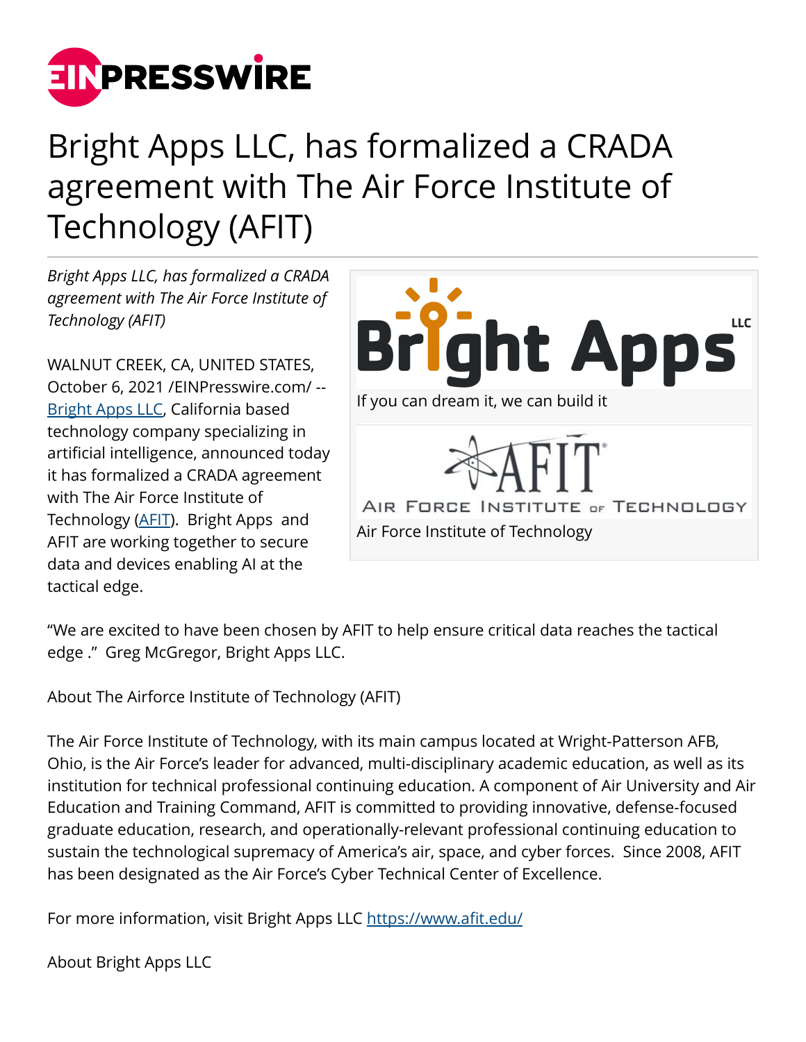# Bright Apps LLC, has formalized a CRADA agreement with The Air Force Institute of Technology (AFIT)

*Bright Apps LLC, has formalized a CRADA agreement with The Air Force Institute of Technology (AFIT)*

If you can dream it, we can build it

Air Force Institute of Technology

WALNUT CREEK, CA, UNITED STATES, October 6, 2021 /EINPresswire.com/ -- Bright Apps LLC, California based technology company specializing in artificial intelligence, announced today it has formalized a CRADA agreement with The Air Force Institute of Technology (AFIT). Bright Apps and AFIT are working together to secure data and devices enabling AI at the tactical edge.

“We are excited to have been chosen by AFIT to help ensure critical data reaches the tactical edge .” Greg McGregor, Bright Apps LLC.

About The Airforce Institute of Technology (AFIT)

The Air Force Institute of Technology, with its main campus located at Wright-Patterson AFB, Ohio, is the Air Force’s leader for advanced, multi-disciplinary academic education, as well as its institution for technical professional continuing education. A component of Air University and Air Education and Training Command, AFIT is committed to providing innovative, defense-focused graduate education, research, and operationally-relevant professional continuing education to sustain the technological supremacy of America’s air, space, and cyber forces. Since 2008, AFIT has been designated as the Air Force’s Cyber Technical Center of Excellence.

For more information, visit Bright Apps LLC https://www.afit.edu/

About Bright Apps LLC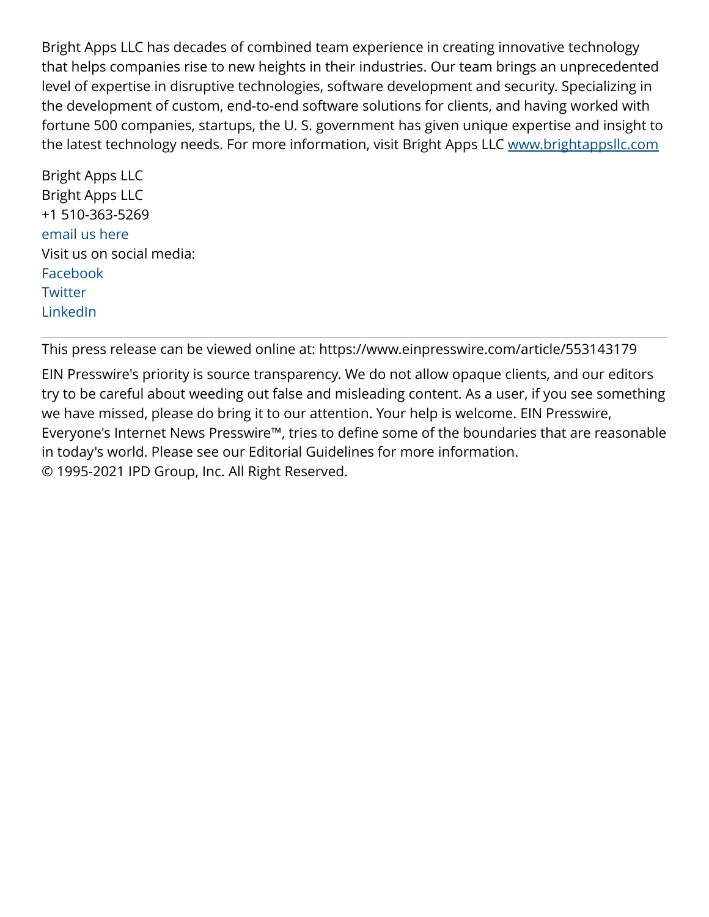Bright Apps LLC has decades of combined team experience in creating innovative technology that helps companies rise to new heights in their industries. Our team brings an unprecedented level of expertise in disruptive technologies, software development and security. Specializing in the development of custom, end-to-end software solutions for clients, and having worked with fortune 500 companies, startups, the U. S. government has given unique expertise and insight to the latest technology needs. For more information, visit Bright Apps LLC [www.brightappsllc.com](http://www.brightappsllc.com)

Bright Apps LLC
Bright Apps LLC
+1 510-363-5269
email us here
Visit us on social media:
Facebook
Twitter
LinkedIn

---

This press release can be viewed online at: https://www.einpresswire.com/article/553143179

EIN Presswire's priority is source transparency. We do not allow opaque clients, and our editors try to be careful about weeding out false and misleading content. As a user, if you see something we have missed, please do bring it to our attention. Your help is welcome. EIN Presswire, Everyone's Internet News Presswire™, tries to define some of the boundaries that are reasonable in today's world. Please see our Editorial Guidelines for more information.
© 1995-2021 IPD Group, Inc. All Right Reserved.